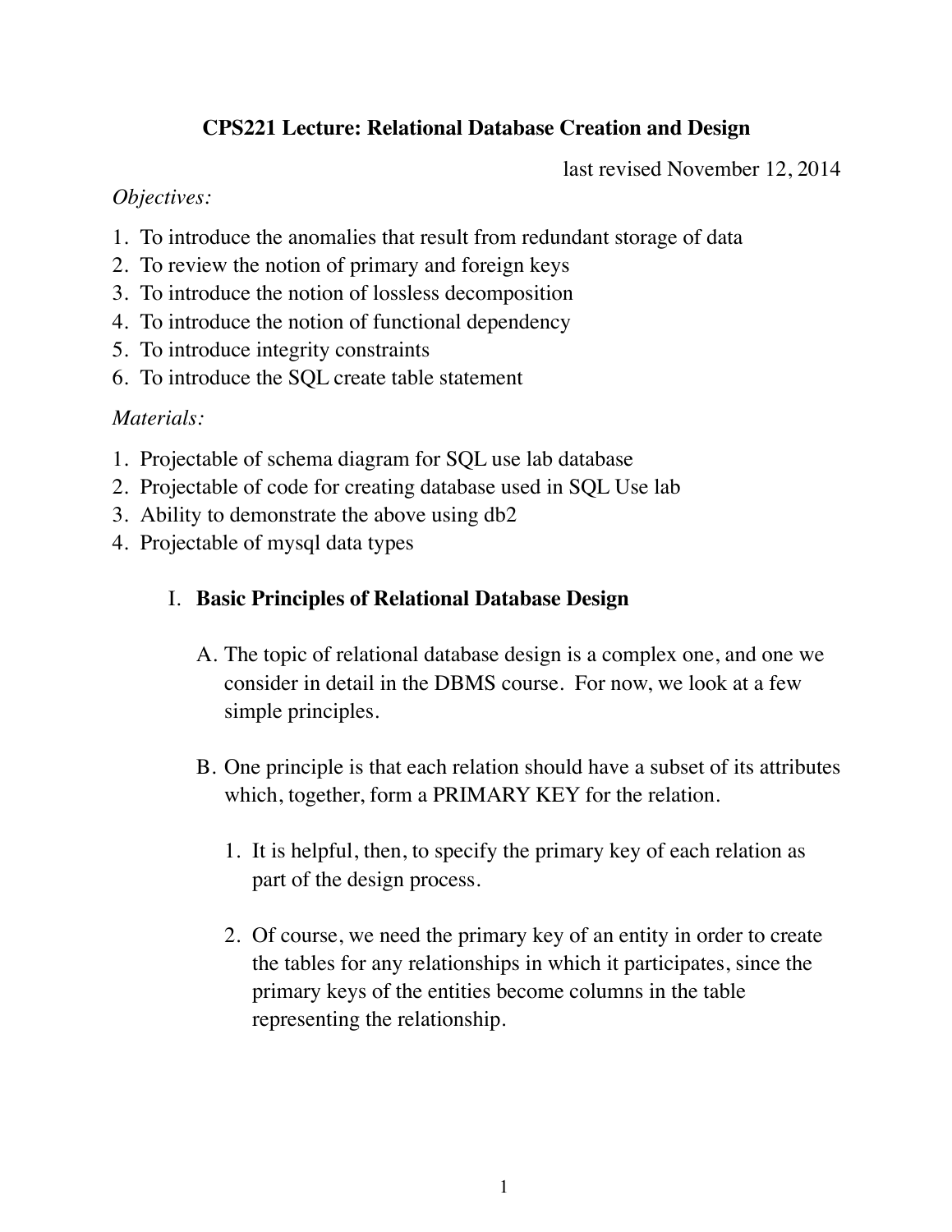# CPS221 Lecture: Relational Database Creation and Design

last revised November 12, 2014

*Objectives:*

1. To introduce the anomalies that result from redundant storage of data
2. To review the notion of primary and foreign keys
3. To introduce the notion of lossless decomposition
4. To introduce the notion of functional dependency
5. To introduce integrity constraints
6. To introduce the SQL create table statement

*Materials:*

1. Projectable of schema diagram for SQL use lab database
2. Projectable of code for creating database used in SQL Use lab
3. Ability to demonstrate the above using db2
4. Projectable of mysql data types

## I. Basic Principles of Relational Database Design

A. The topic of relational database design is a complex one, and one we consider in detail in the DBMS course. For now, we look at a few simple principles.

B. One principle is that each relation should have a subset of its attributes which, together, form a PRIMARY KEY for the relation.

1. It is helpful, then, to specify the primary key of each relation as part of the design process.

2. Of course, we need the primary key of an entity in order to create the tables for any relationships in which it participates, since the primary keys of the entities become columns in the table representing the relationship.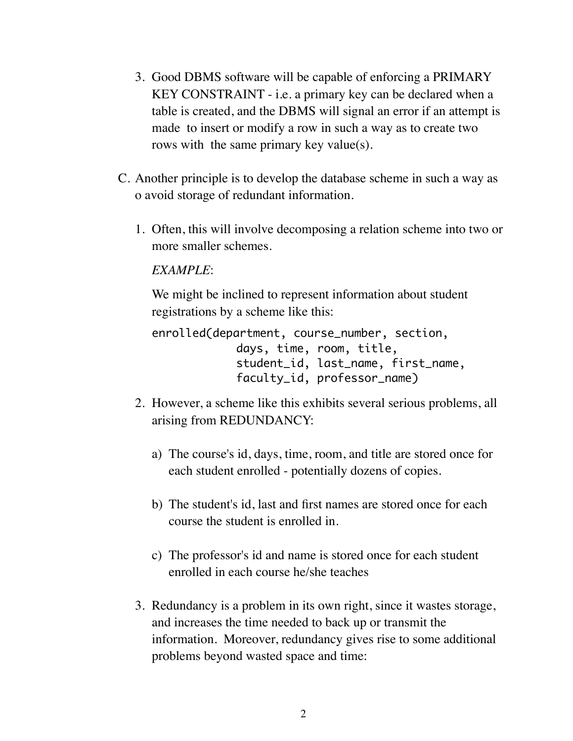3. Good DBMS software will be capable of enforcing a PRIMARY KEY CONSTRAINT - i.e. a primary key can be declared when a table is created, and the DBMS will signal an error if an attempt is made to insert or modify a row in such a way as to create two rows with the same primary key value(s).

C. Another principle is to develop the database scheme in such a way as o avoid storage of redundant information.

   1. Often, this will involve decomposing a relation scheme into two or more smaller schemes.

      *EXAMPLE*:

      We might be inclined to represent information about student registrations by a scheme like this:

      ```
      enrolled(department, course_number, section,
               days, time, room, title,
               student_id, last_name, first_name,
               faculty_id, professor_name)
      ```

   2. However, a scheme like this exhibits several serious problems, all arising from REDUNDANCY:

      a) The course's id, days, time, room, and title are stored once for each student enrolled - potentially dozens of copies.

      b) The student's id, last and first names are stored once for each course the student is enrolled in.

      c) The professor's id and name is stored once for each student enrolled in each course he/she teaches

   3. Redundancy is a problem in its own right, since it wastes storage, and increases the time needed to back up or transmit the information. Moreover, redundancy gives rise to some additional problems beyond wasted space and time: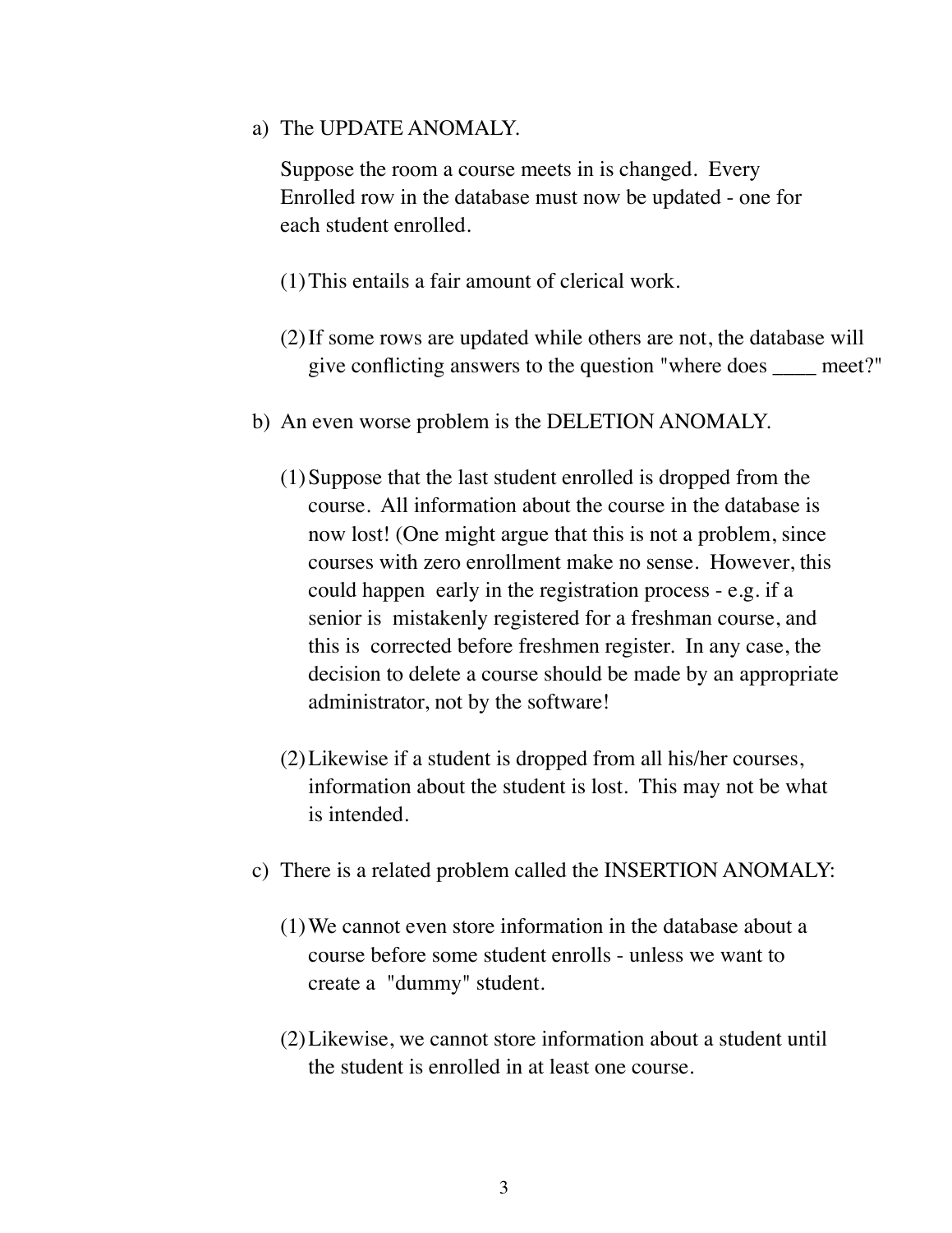a) The UPDATE ANOMALY.

   Suppose the room a course meets in is changed. Every Enrolled row in the database must now be updated - one for each student enrolled.

   (1) This entails a fair amount of clerical work.

   (2) If some rows are updated while others are not, the database will give conflicting answers to the question "where does ____ meet?"

b) An even worse problem is the DELETION ANOMALY.

   (1) Suppose that the last student enrolled is dropped from the course. All information about the course in the database is now lost! (One might argue that this is not a problem, since courses with zero enrollment make no sense. However, this could happen early in the registration process - e.g. if a senior is mistakenly registered for a freshman course, and this is corrected before freshmen register. In any case, the decision to delete a course should be made by an appropriate administrator, not by the software!

   (2) Likewise if a student is dropped from all his/her courses, information about the student is lost. This may not be what is intended.

c) There is a related problem called the INSERTION ANOMALY:

   (1) We cannot even store information in the database about a course before some student enrolls - unless we want to create a "dummy" student.

   (2) Likewise, we cannot store information about a student until the student is enrolled in at least one course.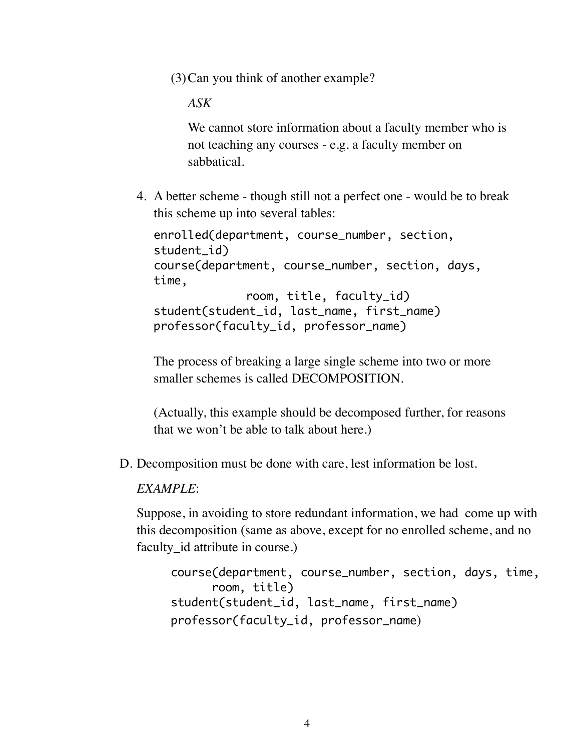(3) Can you think of another example?

*ASK*

We cannot store information about a faculty member who is not teaching any courses - e.g. a faculty member on sabbatical.

4. A better scheme - though still not a perfect one - would be to break this scheme up into several tables:

```
enrolled(department, course_number, section,
student_id)
course(department, course_number, section, days,
time,
             room, title, faculty_id)
student(student_id, last_name, first_name)
professor(faculty_id, professor_name)
```

The process of breaking a large single scheme into two or more smaller schemes is called DECOMPOSITION.

(Actually, this example should be decomposed further, for reasons that we won't be able to talk about here.)

D. Decomposition must be done with care, lest information be lost.

*EXAMPLE*:

Suppose, in avoiding to store redundant information, we had come up with this decomposition (same as above, except for no enrolled scheme, and no faculty_id attribute in course.)

```
course(department, course_number, section, days, time,
      room, title)
student(student_id, last_name, first_name)
professor(faculty_id, professor_name)
```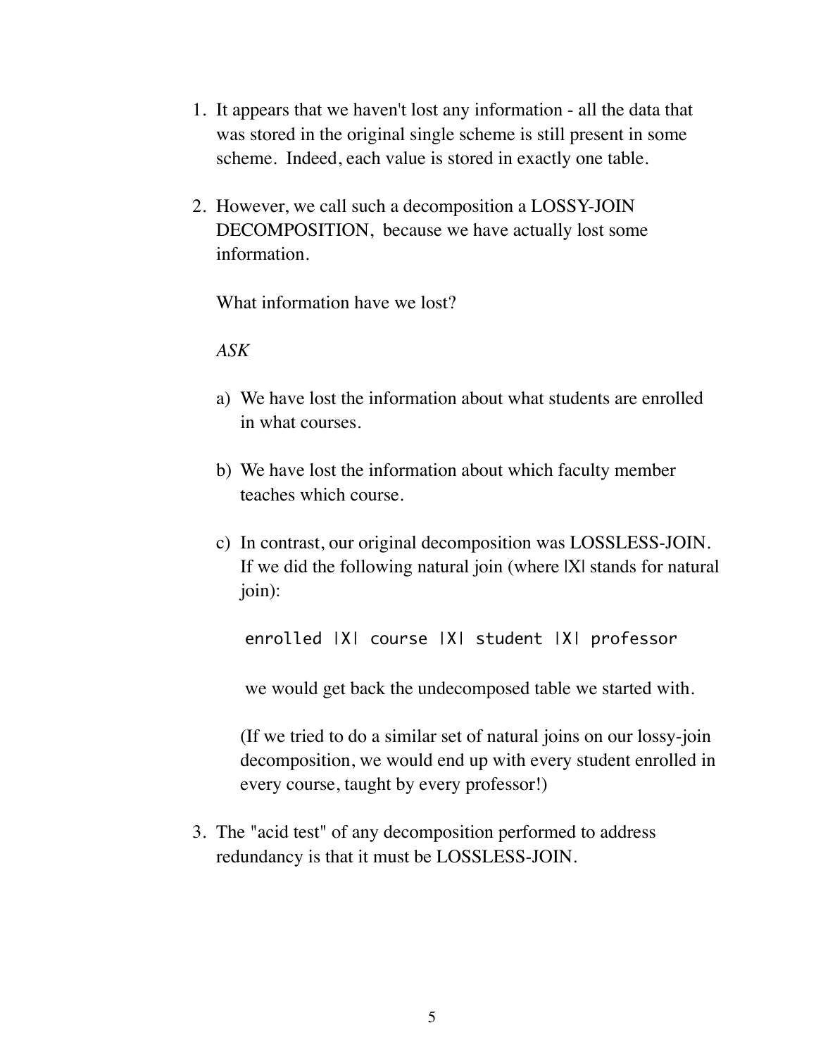1. It appears that we haven't lost any information - all the data that was stored in the original single scheme is still present in some scheme. Indeed, each value is stored in exactly one table.

2. However, we call such a decomposition a LOSSY-JOIN DECOMPOSITION, because we have actually lost some information.

   What information have we lost?

   *ASK*

   a) We have lost the information about what students are enrolled in what courses.

   b) We have lost the information about which faculty member teaches which course.

   c) In contrast, our original decomposition was LOSSLESS-JOIN. If we did the following natural join (where |X| stands for natural join):

   ```
   enrolled |X| course |X| student |X| professor
   ```

   we would get back the undecomposed table we started with.

   (If we tried to do a similar set of natural joins on our lossy-join decomposition, we would end up with every student enrolled in every course, taught by every professor!)

3. The "acid test" of any decomposition performed to address redundancy is that it must be LOSSLESS-JOIN.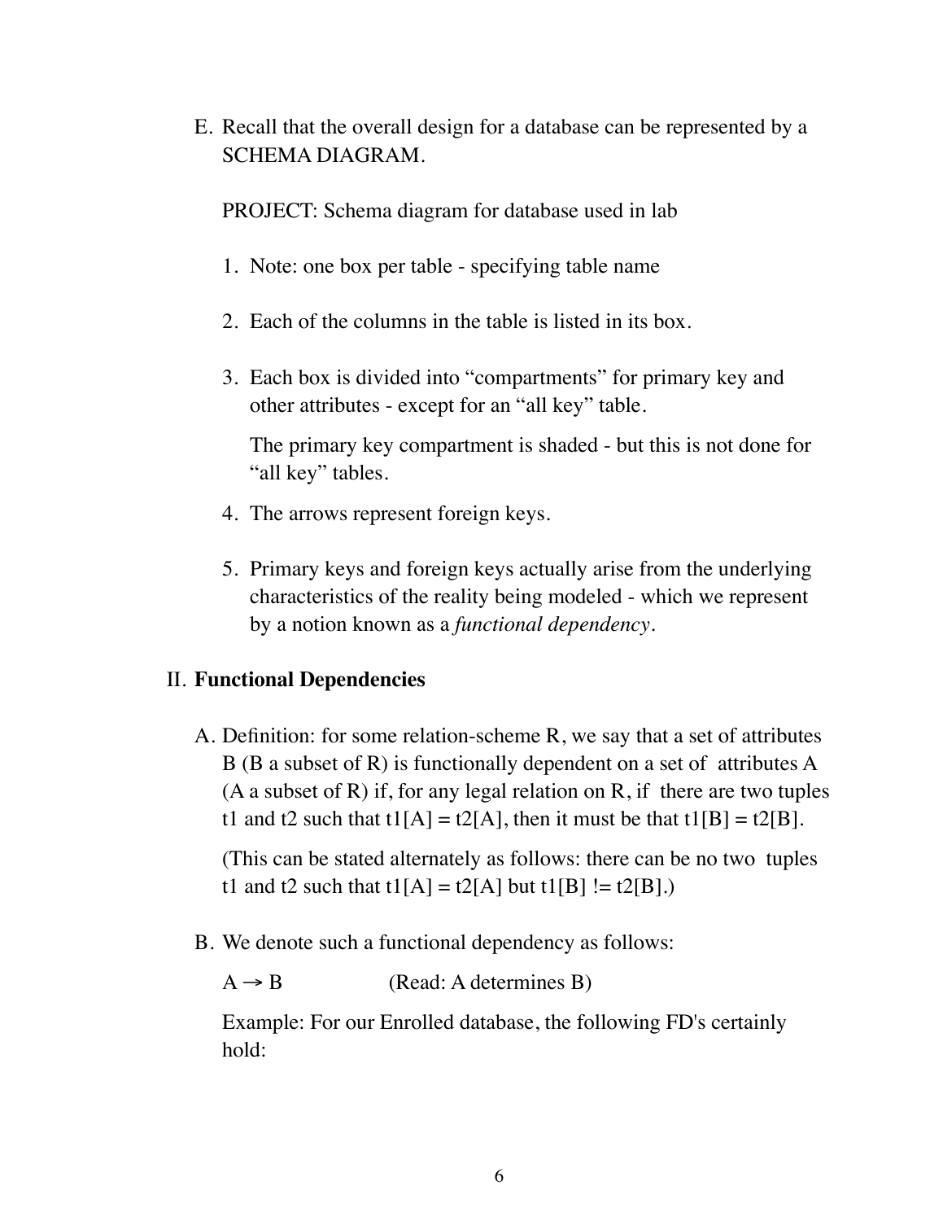E. Recall that the overall design for a database can be represented by a SCHEMA DIAGRAM.

   PROJECT: Schema diagram for database used in lab

   1. Note: one box per table - specifying table name

   2. Each of the columns in the table is listed in its box.

   3. Each box is divided into "compartments" for primary key and other attributes - except for an "all key" table.

      The primary key compartment is shaded - but this is not done for "all key" tables.

   4. The arrows represent foreign keys.

   5. Primary keys and foreign keys actually arise from the underlying characteristics of the reality being modeled - which we represent by a notion known as a *functional dependency*.

## II. **Functional Dependencies**

A. Definition: for some relation-scheme R, we say that a set of attributes B (B a subset of R) is functionally dependent on a set of attributes A (A a subset of R) if, for any legal relation on R, if there are two tuples t1 and t2 such that t1[A] = t2[A], then it must be that t1[B] = t2[B].

   (This can be stated alternately as follows: there can be no two tuples t1 and t2 such that t1[A] = t2[A] but t1[B] != t2[B].)

B. We denote such a functional dependency as follows:

   $A \rightarrow B$ (Read: A determines B)

   Example: For our Enrolled database, the following FD's certainly hold: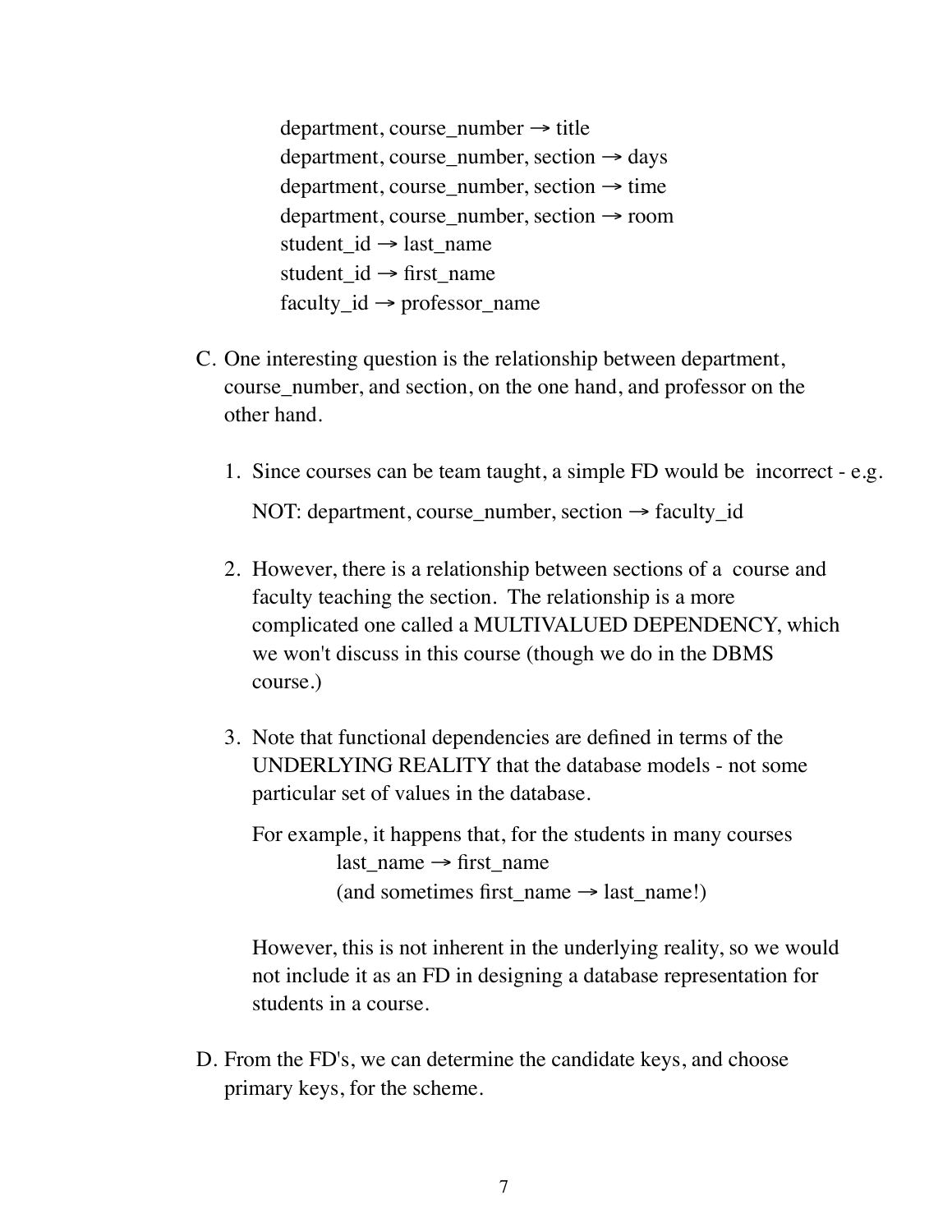department, course_number → title
department, course_number, section → days
department, course_number, section → time
department, course_number, section → room
student_id → last_name
student_id → first_name
faculty_id → professor_name

C. One interesting question is the relationship between department, course_number, and section, on the one hand, and professor on the other hand.

   1. Since courses can be team taught, a simple FD would be incorrect - e.g.

      NOT: department, course_number, section → faculty_id

   2. However, there is a relationship between sections of a course and faculty teaching the section. The relationship is a more complicated one called a MULTIVALUED DEPENDENCY, which we won't discuss in this course (though we do in the DBMS course.)

   3. Note that functional dependencies are defined in terms of the UNDERLYING REALITY that the database models - not some particular set of values in the database.

      For example, it happens that, for the students in many courses
      last_name → first_name
      (and sometimes first_name → last_name!)

      However, this is not inherent in the underlying reality, so we would not include it as an FD in designing a database representation for students in a course.

D. From the FD's, we can determine the candidate keys, and choose primary keys, for the scheme.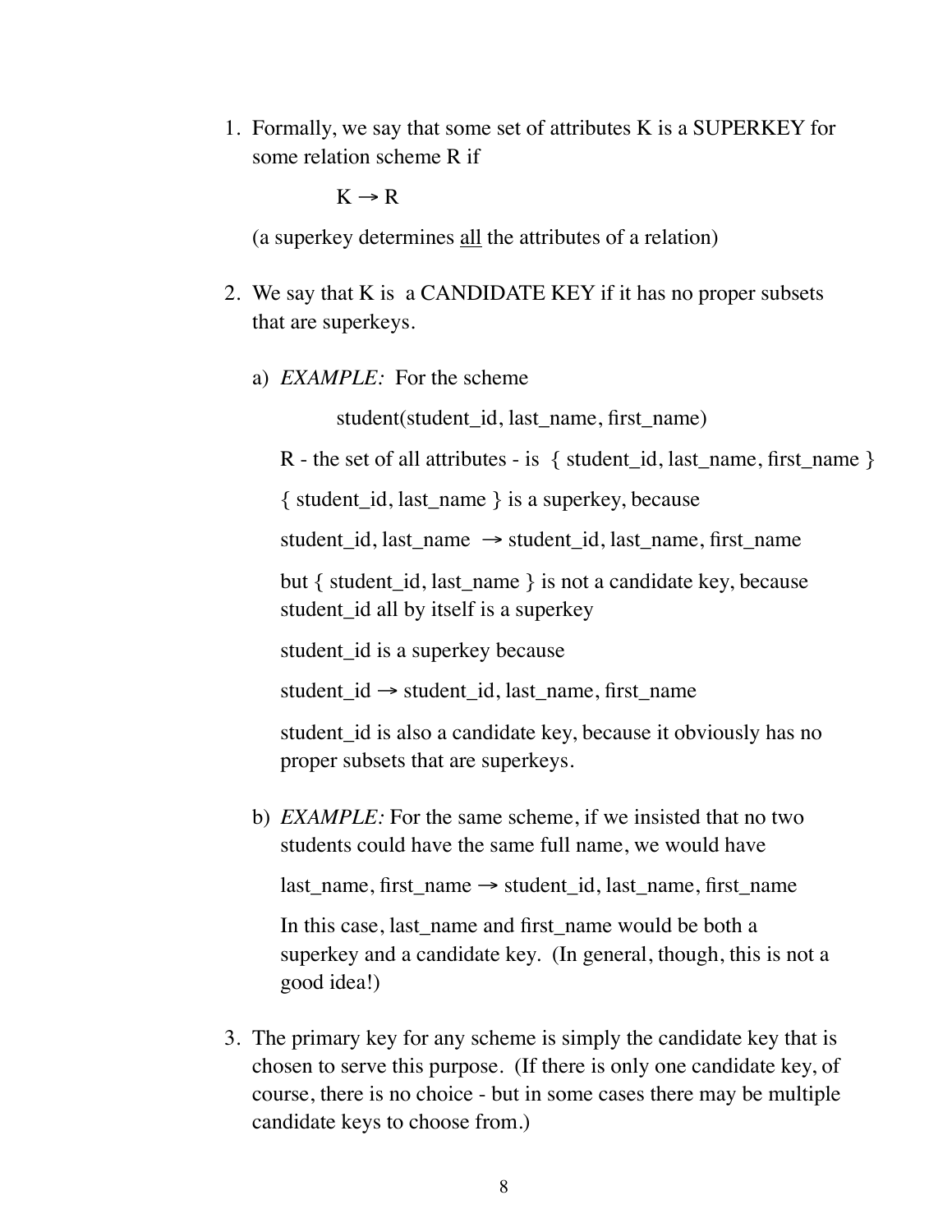1. Formally, we say that some set of attributes K is a SUPERKEY for some relation scheme R if

   $$K \rightarrow R$$

   (a superkey determines <u>all</u> the attributes of a relation)

2. We say that K is a CANDIDATE KEY if it has no proper subsets that are superkeys.

   a) *EXAMPLE:* For the scheme

      student(student_id, last_name, first_name)

      R - the set of all attributes - is { student_id, last_name, first_name }

      { student_id, last_name } is a superkey, because

      student_id, last_name → student_id, last_name, first_name

      but { student_id, last_name } is not a candidate key, because student_id all by itself is a superkey

      student_id is a superkey because

      student_id → student_id, last_name, first_name

      student_id is also a candidate key, because it obviously has no proper subsets that are superkeys.

   b) *EXAMPLE:* For the same scheme, if we insisted that no two students could have the same full name, we would have

      last_name, first_name → student_id, last_name, first_name

      In this case, last_name and first_name would be both a superkey and a candidate key. (In general, though, this is not a good idea!)

3. The primary key for any scheme is simply the candidate key that is chosen to serve this purpose. (If there is only one candidate key, of course, there is no choice - but in some cases there may be multiple candidate keys to choose from.)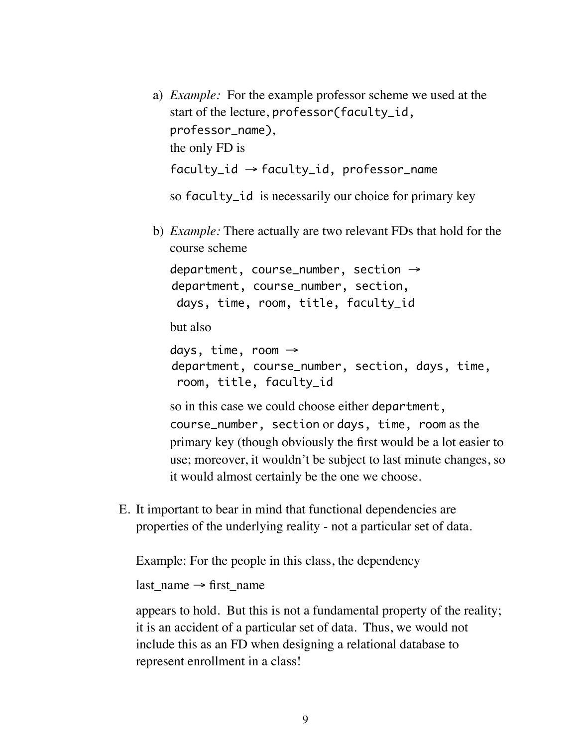a) *Example:* For the example professor scheme we used at the start of the lecture, `professor(faculty_id, professor_name)`,
   the only FD is

   `faculty_id → faculty_id, professor_name`

   so `faculty_id` is necessarily our choice for primary key

b) *Example:* There actually are two relevant FDs that hold for the course scheme

   ```
   department, course_number, section →
   department, course_number, section,
    days, time, room, title, faculty_id
   ```

   but also

   ```
   days, time, room →
   department, course_number, section, days, time,
    room, title, faculty_id
   ```

   so in this case we could choose either `department, course_number, section` or `days, time, room` as the primary key (though obviously the first would be a lot easier to use; moreover, it wouldn't be subject to last minute changes, so it would almost certainly be the one we choose.

E. It important to bear in mind that functional dependencies are properties of the underlying reality - not a particular set of data.

   Example: For the people in this class, the dependency

   last_name → first_name

   appears to hold. But this is not a fundamental property of the reality; it is an accident of a particular set of data. Thus, we would not include this as an FD when designing a relational database to represent enrollment in a class!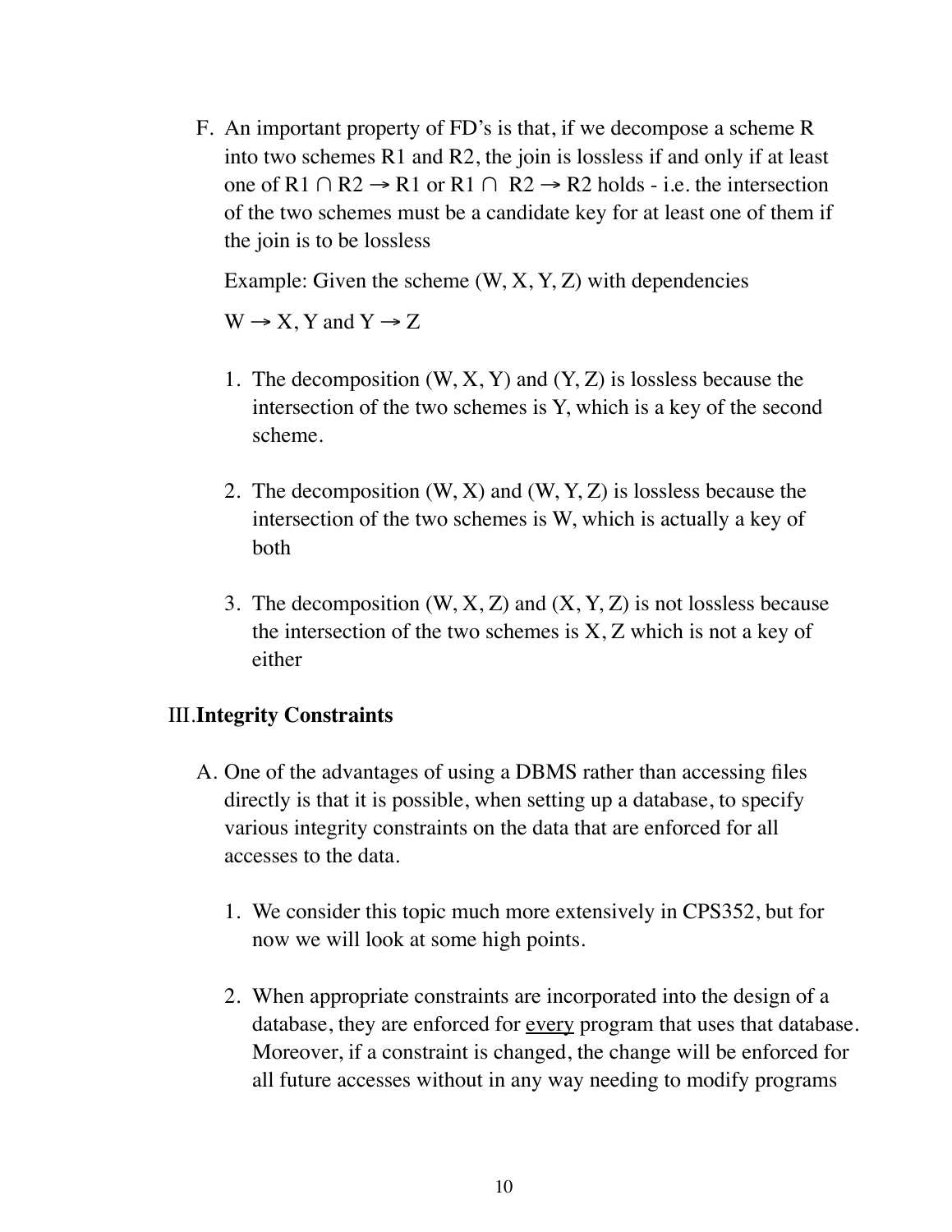F. An important property of FD's is that, if we decompose a scheme R into two schemes R1 and R2, the join is lossless if and only if at least one of $R1 \cap R2 \rightarrow R1$ or $R1 \cap R2 \rightarrow R2$ holds - i.e. the intersection of the two schemes must be a candidate key for at least one of them if the join is to be lossless

   Example: Given the scheme (W, X, Y, Z) with dependencies

   $W \rightarrow X, Y$ and $Y \rightarrow Z$

   1. The decomposition (W, X, Y) and (Y, Z) is lossless because the intersection of the two schemes is Y, which is a key of the second scheme.

   2. The decomposition (W, X) and (W, Y, Z) is lossless because the intersection of the two schemes is W, which is actually a key of both

   3. The decomposition (W, X, Z) and (X, Y, Z) is not lossless because the intersection of the two schemes is X, Z which is not a key of either

## III. Integrity Constraints

A. One of the advantages of using a DBMS rather than accessing files directly is that it is possible, when setting up a database, to specify various integrity constraints on the data that are enforced for all accesses to the data.

   1. We consider this topic much more extensively in CPS352, but for now we will look at some high points.

   2. When appropriate constraints are incorporated into the design of a database, they are enforced for <u>every</u> program that uses that database. Moreover, if a constraint is changed, the change will be enforced for all future accesses without in any way needing to modify programs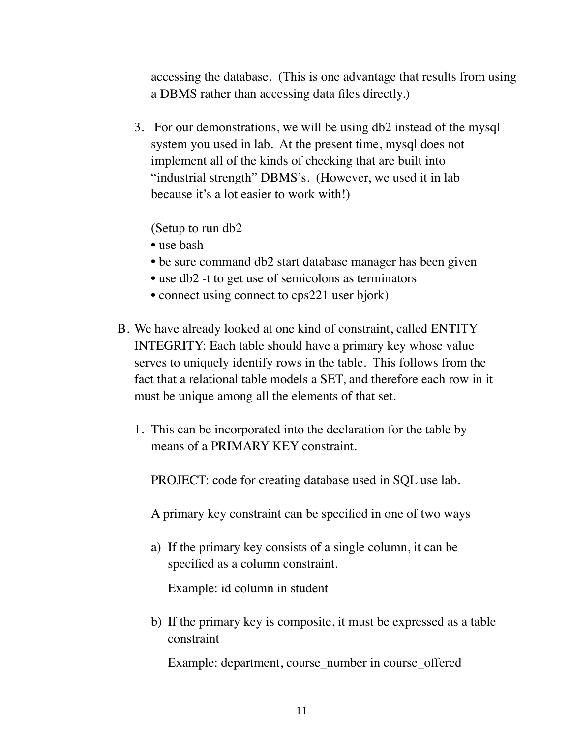accessing the database. (This is one advantage that results from using a DBMS rather than accessing data files directly.)

3. For our demonstrations, we will be using db2 instead of the mysql system you used in lab. At the present time, mysql does not implement all of the kinds of checking that are built into "industrial strength" DBMS's. (However, we used it in lab because it's a lot easier to work with!)

   (Setup to run db2
   - use bash
   - be sure command db2 start database manager has been given
   - use db2 -t to get use of semicolons as terminators
   - connect using connect to cps221 user bjork)

B. We have already looked at one kind of constraint, called ENTITY INTEGRITY: Each table should have a primary key whose value serves to uniquely identify rows in the table. This follows from the fact that a relational table models a SET, and therefore each row in it must be unique among all the elements of that set.

1. This can be incorporated into the declaration for the table by means of a PRIMARY KEY constraint.

   PROJECT: code for creating database used in SQL use lab.

   A primary key constraint can be specified in one of two ways

   a) If the primary key consists of a single column, it can be specified as a column constraint.

      Example: id column in student

   b) If the primary key is composite, it must be expressed as a table constraint

      Example: department, course_number in course_offered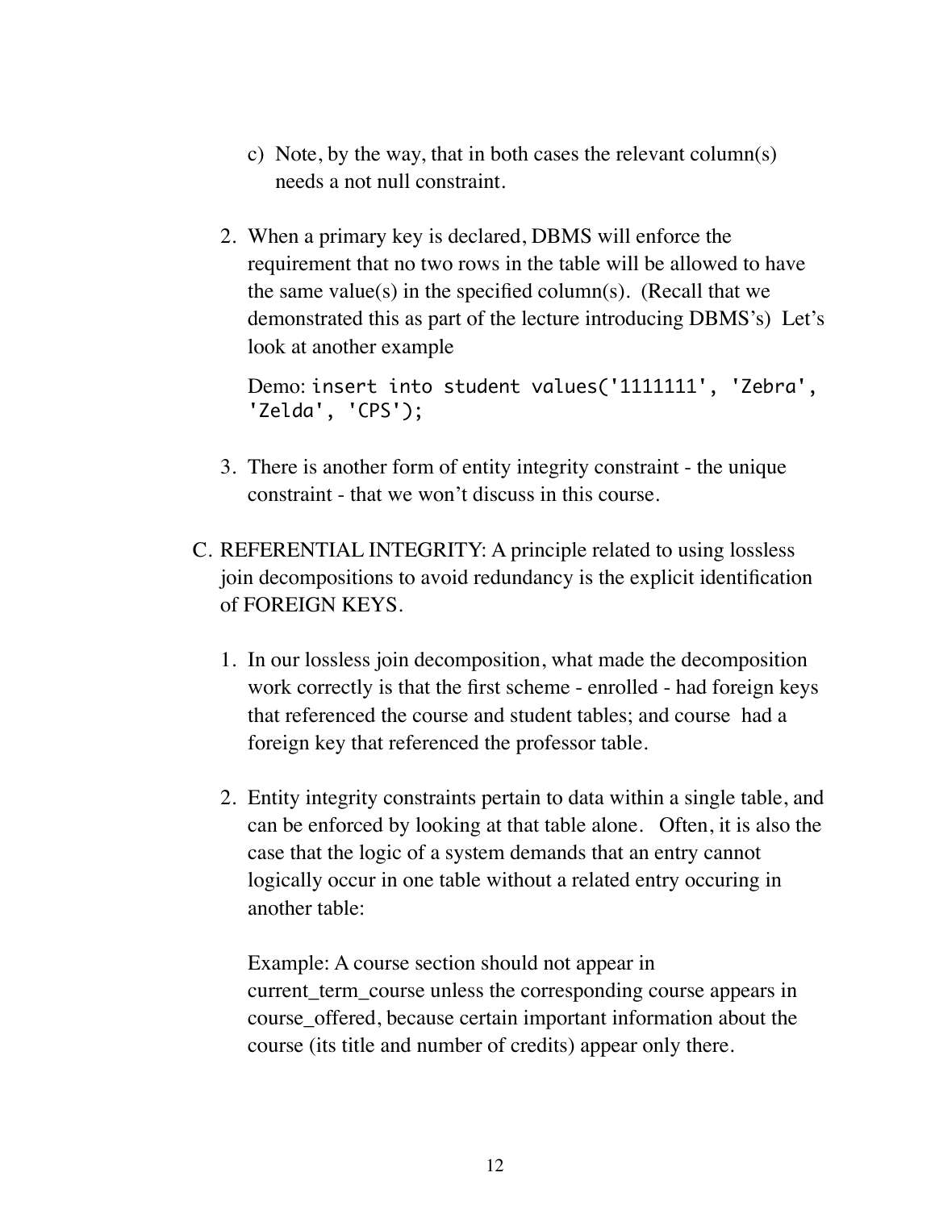c) Note, by the way, that in both cases the relevant column(s) needs a not null constraint.

2. When a primary key is declared, DBMS will enforce the requirement that no two rows in the table will be allowed to have the same value(s) in the specified column(s). (Recall that we demonstrated this as part of the lecture introducing DBMS's) Let's look at another example

   Demo: `insert into student values('1111111', 'Zebra', 'Zelda', 'CPS');`

3. There is another form of entity integrity constraint - the unique constraint - that we won't discuss in this course.

C. REFERENTIAL INTEGRITY: A principle related to using lossless join decompositions to avoid redundancy is the explicit identification of FOREIGN KEYS.

1. In our lossless join decomposition, what made the decomposition work correctly is that the first scheme - enrolled - had foreign keys that referenced the course and student tables; and course had a foreign key that referenced the professor table.

2. Entity integrity constraints pertain to data within a single table, and can be enforced by looking at that table alone. Often, it is also the case that the logic of a system demands that an entry cannot logically occur in one table without a related entry occuring in another table:

   Example: A course section should not appear in current_term_course unless the corresponding course appears in course_offered, because certain important information about the course (its title and number of credits) appear only there.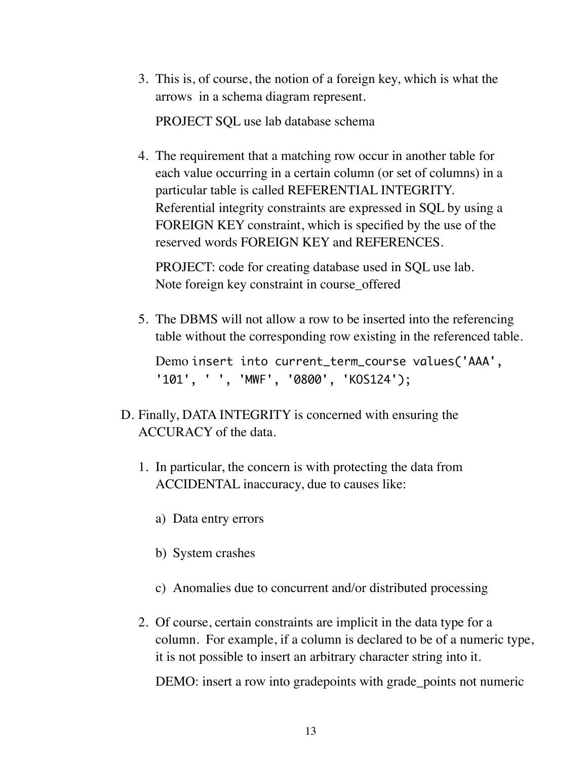3. This is, of course, the notion of a foreign key, which is what the arrows in a schema diagram represent.

   PROJECT SQL use lab database schema

4. The requirement that a matching row occur in another table for each value occurring in a certain column (or set of columns) in a particular table is called REFERENTIAL INTEGRITY. Referential integrity constraints are expressed in SQL by using a FOREIGN KEY constraint, which is specified by the use of the reserved words FOREIGN KEY and REFERENCES.

   PROJECT: code for creating database used in SQL use lab. Note foreign key constraint in course_offered

5. The DBMS will not allow a row to be inserted into the referencing table without the corresponding row existing in the referenced table.

   Demo `insert into current_term_course values('AAA', '101', ' ', 'MWF', '0800', 'KOS124');`

D. Finally, DATA INTEGRITY is concerned with ensuring the ACCURACY of the data.

1. In particular, the concern is with protecting the data from ACCIDENTAL inaccuracy, due to causes like:

   a) Data entry errors

   b) System crashes

   c) Anomalies due to concurrent and/or distributed processing

2. Of course, certain constraints are implicit in the data type for a column. For example, if a column is declared to be of a numeric type, it is not possible to insert an arbitrary character string into it.

   DEMO: insert a row into gradepoints with grade_points not numeric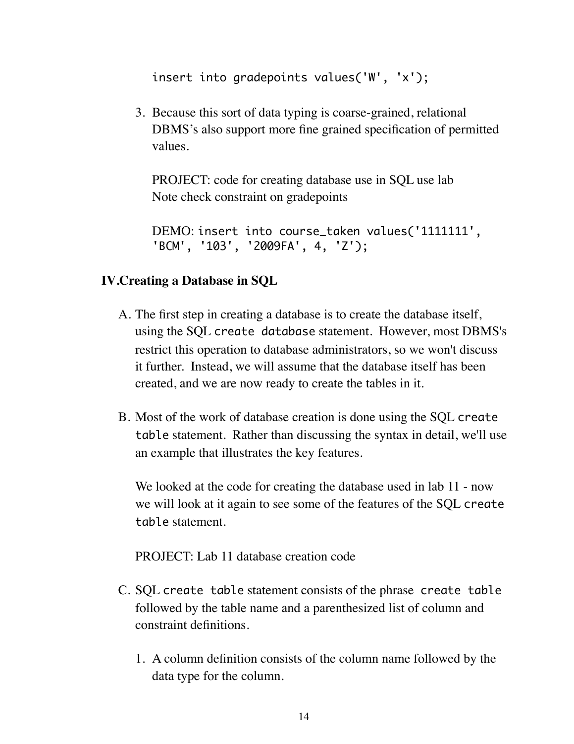```
insert into gradepoints values('W', 'x');
```

3. Because this sort of data typing is coarse-grained, relational DBMS's also support more fine grained specification of permitted values.

   PROJECT: code for creating database use in SQL use lab
   Note check constraint on gradepoints

   DEMO: `insert into course_taken values('1111111', 'BCM', '103', '2009FA', 4, 'Z');`

## IV. Creating a Database in SQL

A. The first step in creating a database is to create the database itself, using the SQL `create database` statement. However, most DBMS's restrict this operation to database administrators, so we won't discuss it further. Instead, we will assume that the database itself has been created, and we are now ready to create the tables in it.

B. Most of the work of database creation is done using the SQL `create table` statement. Rather than discussing the syntax in detail, we'll use an example that illustrates the key features.

   We looked at the code for creating the database used in lab 11 - now we will look at it again to see some of the features of the SQL `create table` statement.

   PROJECT: Lab 11 database creation code

C. SQL `create table` statement consists of the phrase `create table` followed by the table name and a parenthesized list of column and constraint definitions.

   1. A column definition consists of the column name followed by the data type for the column.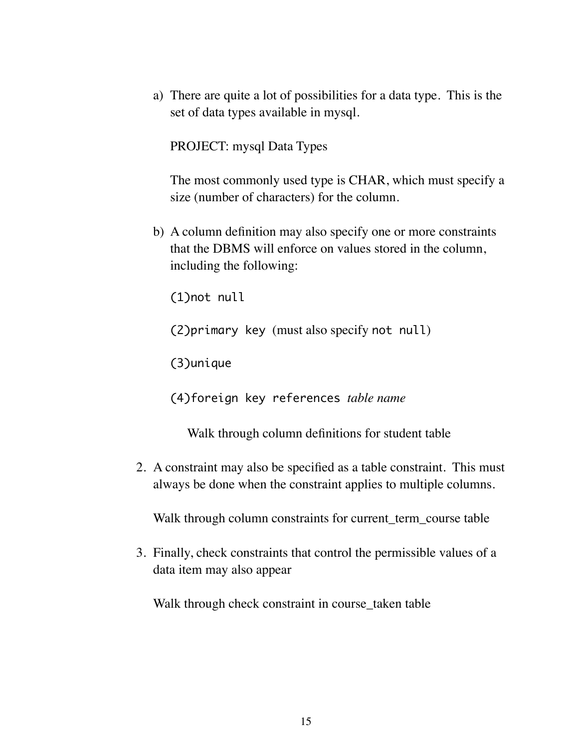a) There are quite a lot of possibilities for a data type. This is the set of data types available in mysql.

   PROJECT: mysql Data Types

   The most commonly used type is CHAR, which must specify a size (number of characters) for the column.

b) A column definition may also specify one or more constraints that the DBMS will enforce on values stored in the column, including the following:

   (1)`not null`

   (2)`primary key` (must also specify `not null`)

   (3)`unique`

   (4)`foreign key references` *table name*

      Walk through column definitions for student table

2. A constraint may also be specified as a table constraint. This must always be done when the constraint applies to multiple columns.

   Walk through column constraints for current_term_course table

3. Finally, check constraints that control the permissible values of a data item may also appear

   Walk through check constraint in course_taken table